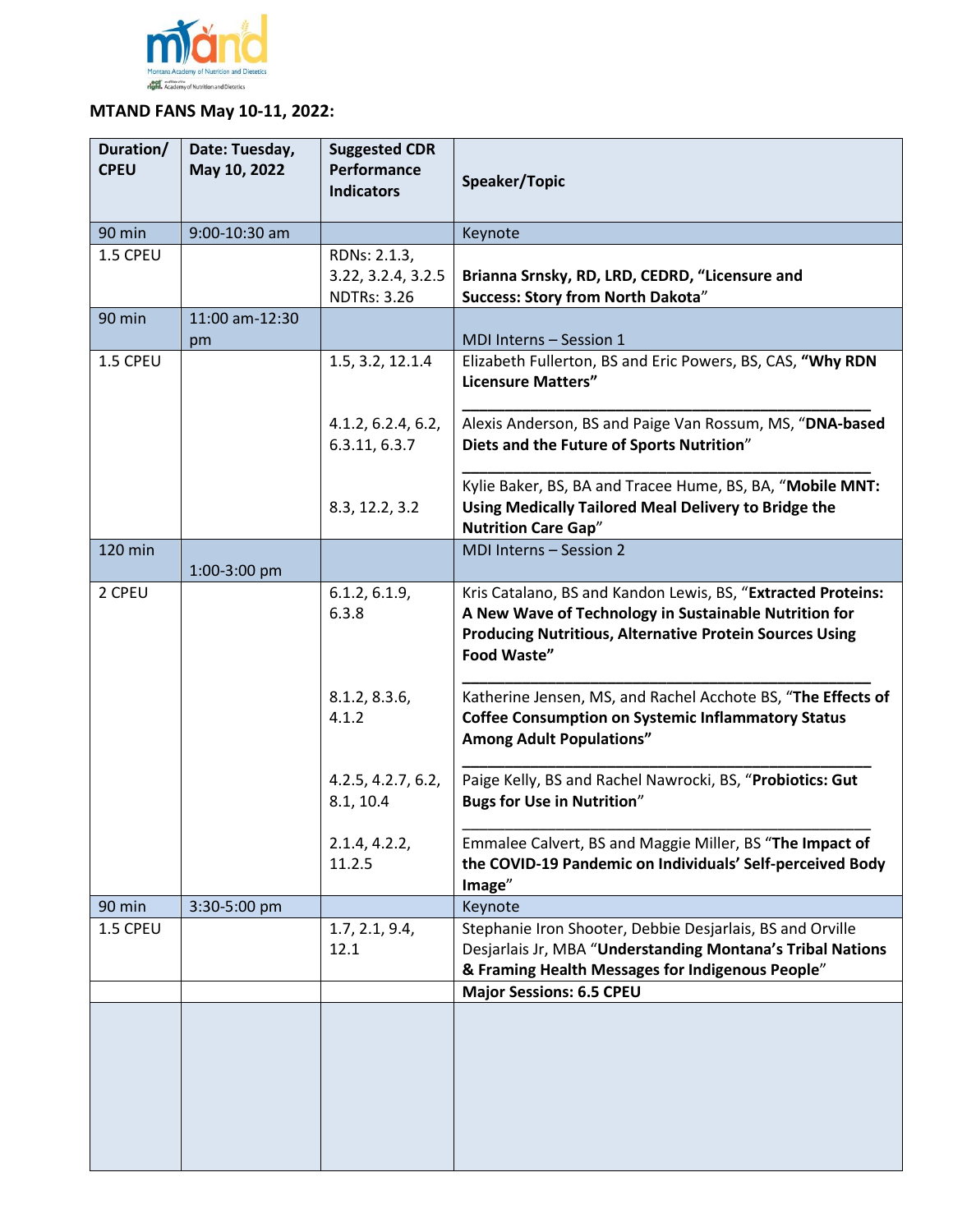**MTAND FANS May 10-11, 2022:**

| Duration/ CPEU | Date: Tuesday, May 10, 2022 | Suggested CDR Performance Indicators | Speaker/Topic |
|---|---|---|---|
| 90 min | 9:00-10:30 am | | Keynote |
| 1.5 CPEU | | RDNs: 2.1.3, 3.22, 3.2.4, 3.2.5 NDTRs: 3.26 | **Brianna Srnsky, RD, LRD, CEDRD, "Licensure and Success: Story from North Dakota**" |
| 90 min | 11:00 am-12:30 pm | | MDI Interns – Session 1 |
| 1.5 CPEU | | 1.5, 3.2, 12.1.4<br><br>4.1.2, 6.2.4, 6.2, 6.3.11, 6.3.7<br><br>8.3, 12.2, 3.2 | Elizabeth Fullerton, BS and Eric Powers, BS, CAS, **"Why RDN Licensure Matters"**<br>______________________________________<br>Alexis Anderson, BS and Paige Van Rossum, MS, "**DNA-based Diets and the Future of Sports Nutrition**"<br>______________________________________<br>Kylie Baker, BS, BA and Tracee Hume, BS, BA, "**Mobile MNT: Using Medically Tailored Meal Delivery to Bridge the Nutrition Care Gap**" |
| 120 min | 1:00-3:00 pm | | MDI Interns – Session 2 |
| 2 CPEU | | 6.1.2, 6.1.9, 6.3.8<br><br>8.1.2, 8.3.6, 4.1.2<br><br>4.2.5, 4.2.7, 6.2, 8.1, 10.4<br><br>2.1.4, 4.2.2, 11.2.5 | Kris Catalano, BS and Kandon Lewis, BS, "**Extracted Proteins: A New Wave of Technology in Sustainable Nutrition for Producing Nutritious, Alternative Protein Sources Using Food Waste"**<br>______________________________________<br>Katherine Jensen, MS, and Rachel Acchote BS, "**The Effects of Coffee Consumption on Systemic Inflammatory Status Among Adult Populations"**<br>______________________________________<br>Paige Kelly, BS and Rachel Nawrocki, BS, "**Probiotics: Gut Bugs for Use in Nutrition**"<br>______________________________________<br>Emmalee Calvert, BS and Maggie Miller, BS "**The Impact of the COVID-19 Pandemic on Individuals' Self-perceived Body Image**" |
| 90 min | 3:30-5:00 pm | | Keynote |
| 1.5 CPEU | | 1.7, 2.1, 9.4, 12.1 | Stephanie Iron Shooter, Debbie Desjarlais, BS and Orville Desjarlais Jr, MBA "**Understanding Montana's Tribal Nations & Framing Health Messages for Indigenous People**" |
| | | | **Major Sessions: 6.5 CPEU** |
| | | | |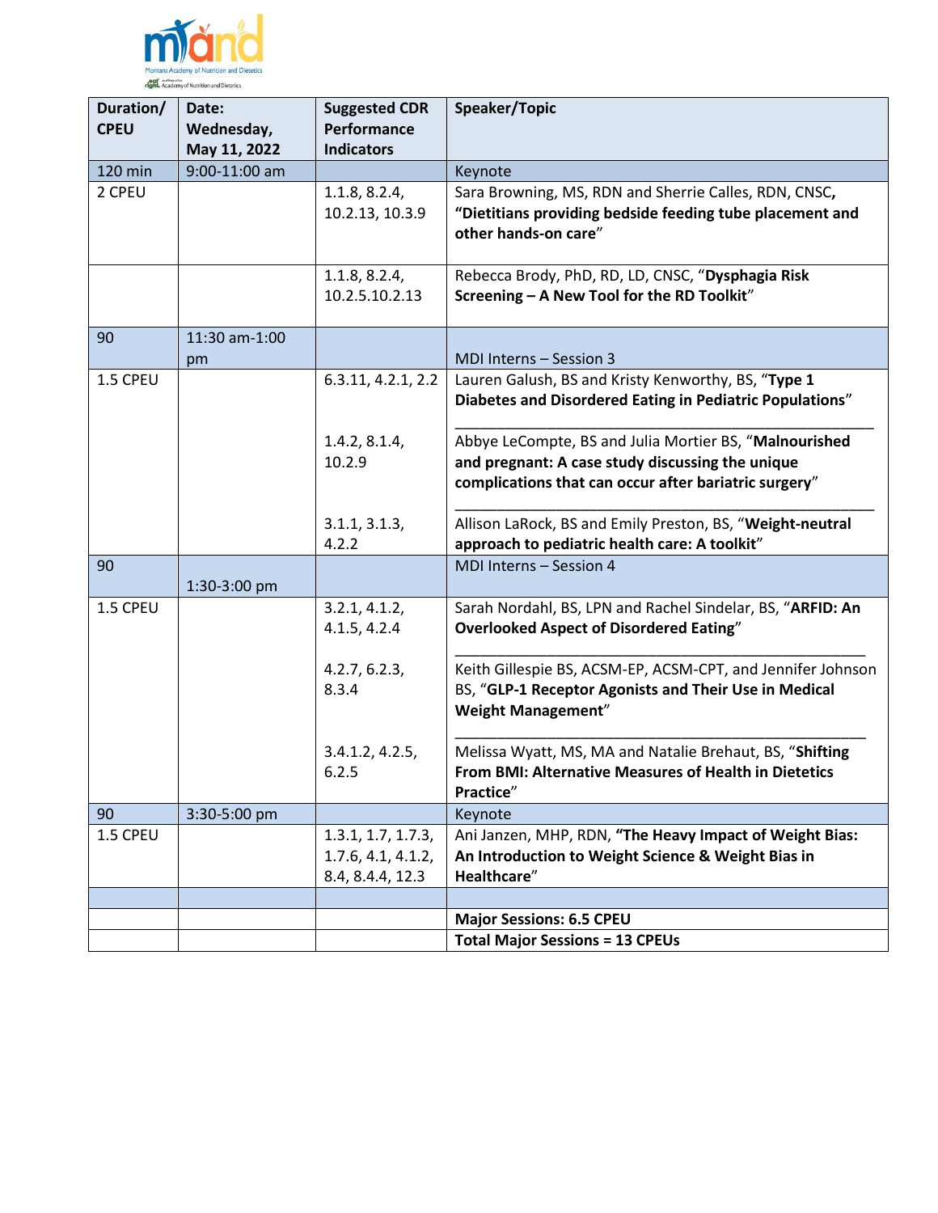| Duration/ CPEU | Date: Wednesday, May 11, 2022 | Suggested CDR Performance Indicators | Speaker/Topic |
|---|---|---|---|
| 120 min | 9:00-11:00 am | | Keynote |
| 2 CPEU | | 1.1.8, 8.2.4, 10.2.13, 10.3.9 | Sara Browning, MS, RDN and Sherrie Calles, RDN, CNSC, **"Dietitians providing bedside feeding tube placement and other hands-on care"** |
| | | 1.1.8, 8.2.4, 10.2.5.10.2.13 | Rebecca Brody, PhD, RD, LD, CNSC, "**Dysphagia Risk Screening – A New Tool for the RD Toolkit**" |
| 90 | 11:30 am-1:00 pm | | MDI Interns – Session 3 |
| 1.5 CPEU | | 6.3.11, 4.2.1, 2.2 | Lauren Galush, BS and Kristy Kenworthy, BS, "**Type 1 Diabetes and Disordered Eating in Pediatric Populations**" |
| | | 1.4.2, 8.1.4, 10.2.9 | Abbye LeCompte, BS and Julia Mortier BS, "**Malnourished and pregnant: A case study discussing the unique complications that can occur after bariatric surgery**" |
| | | 3.1.1, 3.1.3, 4.2.2 | Allison LaRock, BS and Emily Preston, BS, "**Weight-neutral approach to pediatric health care: A toolkit**" |
| 90 | 1:30-3:00 pm | | MDI Interns – Session 4 |
| 1.5 CPEU | | 3.2.1, 4.1.2, 4.1.5, 4.2.4 | Sarah Nordahl, BS, LPN and Rachel Sindelar, BS, "**ARFID: An Overlooked Aspect of Disordered Eating**" |
| | | 4.2.7, 6.2.3, 8.3.4 | Keith Gillespie BS, ACSM-EP, ACSM-CPT, and Jennifer Johnson BS, "**GLP-1 Receptor Agonists and Their Use in Medical Weight Management**" |
| | | 3.4.1.2, 4.2.5, 6.2.5 | Melissa Wyatt, MS, MA and Natalie Brehaut, BS, "**Shifting From BMI: Alternative Measures of Health in Dietetics Practice**" |
| 90 | 3:30-5:00 pm | | Keynote |
| 1.5 CPEU | | 1.3.1, 1.7, 1.7.3, 1.7.6, 4.1, 4.1.2, 8.4, 8.4.4, 12.3 | Ani Janzen, MHP, RDN, **"The Heavy Impact of Weight Bias: An Introduction to Weight Science & Weight Bias in Healthcare"** |
| | | | |
| | | | **Major Sessions: 6.5 CPEU** |
| | | | **Total Major Sessions = 13 CPEUs** |